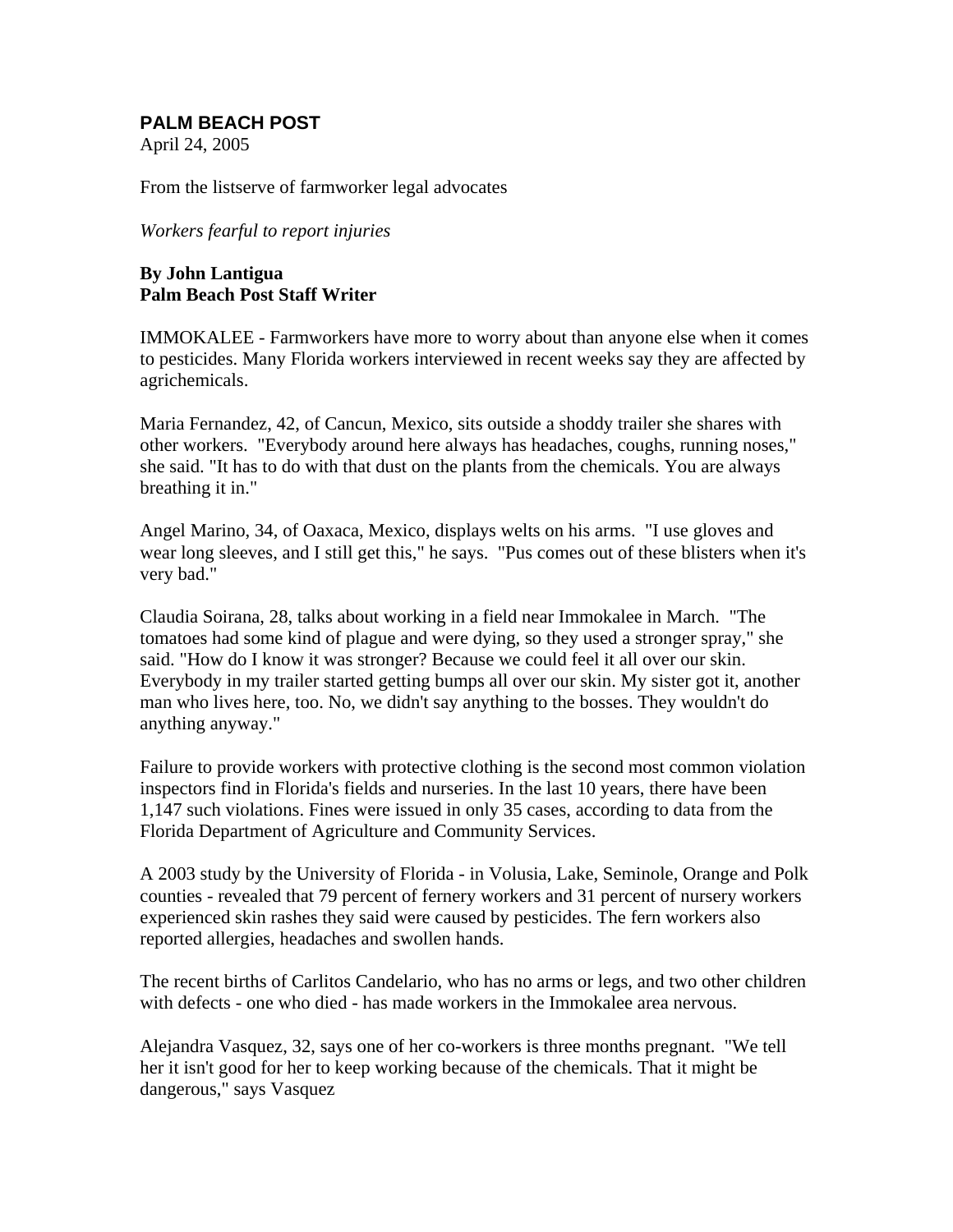**PALM BEACH POST**
April 24, 2005

From the listserve of farmworker legal advocates

*Workers fearful to report injuries*

**By John Lantigua**
**Palm Beach Post Staff Writer**

IMMOKALEE - Farmworkers have more to worry about than anyone else when it comes to pesticides. Many Florida workers interviewed in recent weeks say they are affected by agrichemicals.

Maria Fernandez, 42, of Cancun, Mexico, sits outside a shoddy trailer she shares with other workers. "Everybody around here always has headaches, coughs, running noses," she said. "It has to do with that dust on the plants from the chemicals. You are always breathing it in."

Angel Marino, 34, of Oaxaca, Mexico, displays welts on his arms. "I use gloves and wear long sleeves, and I still get this," he says. "Pus comes out of these blisters when it's very bad."

Claudia Soirana, 28, talks about working in a field near Immokalee in March. "The tomatoes had some kind of plague and were dying, so they used a stronger spray," she said. "How do I know it was stronger? Because we could feel it all over our skin. Everybody in my trailer started getting bumps all over our skin. My sister got it, another man who lives here, too. No, we didn't say anything to the bosses. They wouldn't do anything anyway."

Failure to provide workers with protective clothing is the second most common violation inspectors find in Florida's fields and nurseries. In the last 10 years, there have been 1,147 such violations. Fines were issued in only 35 cases, according to data from the Florida Department of Agriculture and Community Services.

A 2003 study by the University of Florida - in Volusia, Lake, Seminole, Orange and Polk counties - revealed that 79 percent of fernery workers and 31 percent of nursery workers experienced skin rashes they said were caused by pesticides. The fern workers also reported allergies, headaches and swollen hands.

The recent births of Carlitos Candelario, who has no arms or legs, and two other children with defects - one who died - has made workers in the Immokalee area nervous.

Alejandra Vasquez, 32, says one of her co-workers is three months pregnant. "We tell her it isn't good for her to keep working because of the chemicals. That it might be dangerous," says Vasquez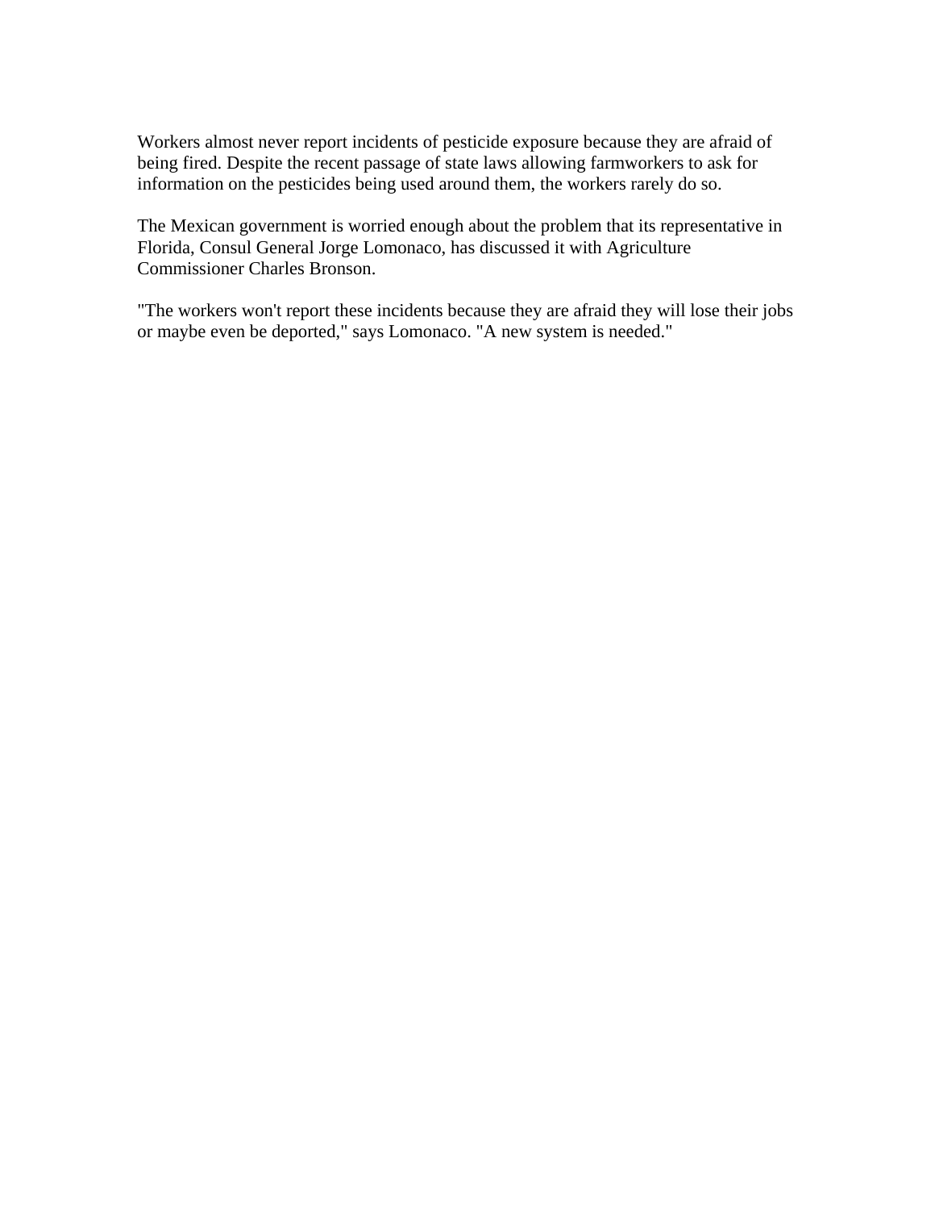Workers almost never report incidents of pesticide exposure because they are afraid of being fired. Despite the recent passage of state laws allowing farmworkers to ask for information on the pesticides being used around them, the workers rarely do so.

The Mexican government is worried enough about the problem that its representative in Florida, Consul General Jorge Lomonaco, has discussed it with Agriculture Commissioner Charles Bronson.

"The workers won't report these incidents because they are afraid they will lose their jobs or maybe even be deported," says Lomonaco. "A new system is needed."